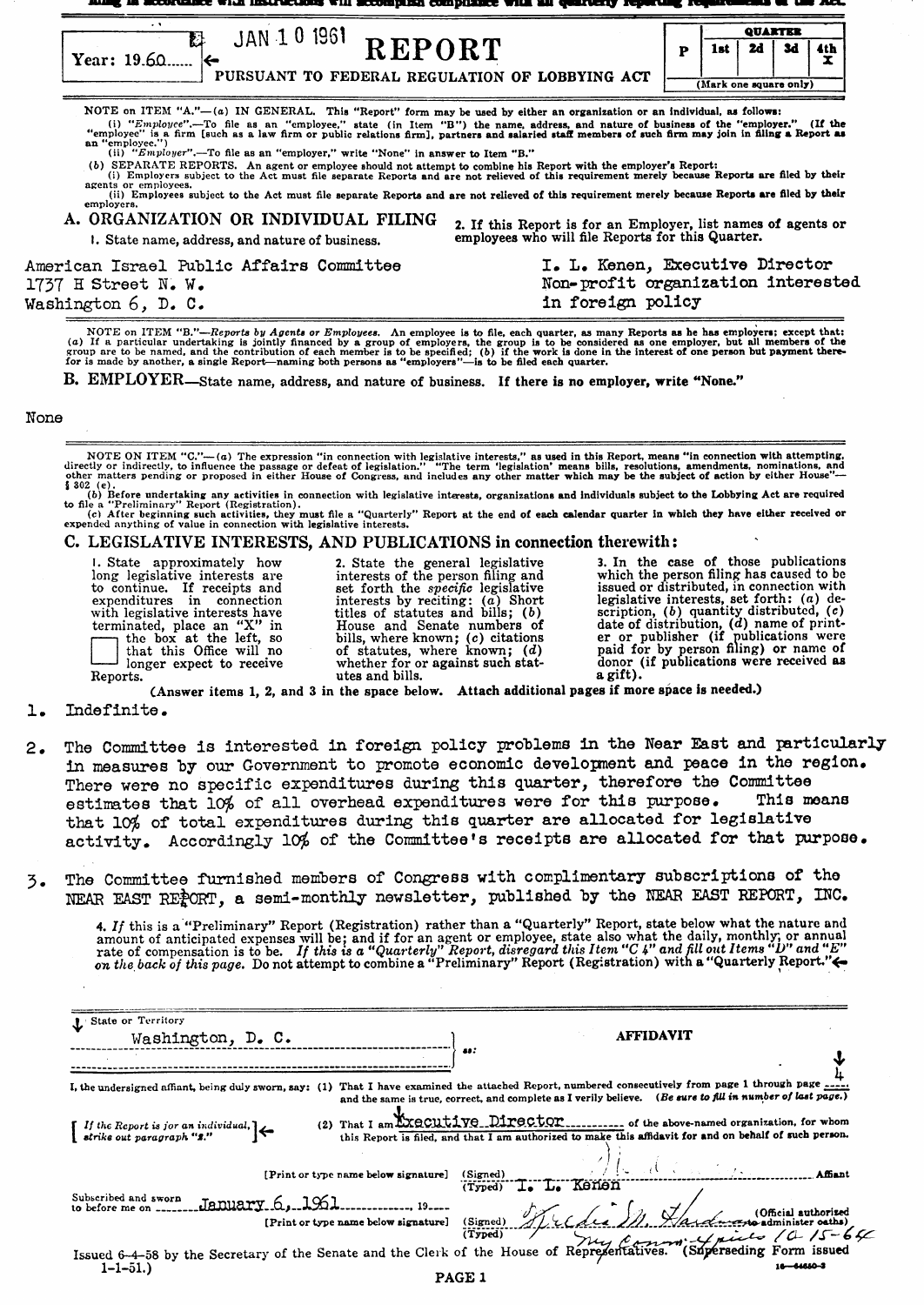Filing in accordance with instructions will accomplish compliance with all quarterly reporting requirements of the Act.

Year: 1960

JAN 10 1961

# REPORT

PURSUANT TO FEDERAL REGULATION OF LOBBYING ACT

| P | QUARTER 1st | 2d | 3d | 4th |
|---|---|---|---|---|
| | | | | X |

(Mark one square only)

NOTE on ITEM "A."—(a) IN GENERAL. This "Report" form may be used by either an organization or an individual, as follows:
(i) "*Employee*".—To file as an "employee," state (in Item "B") the name, address, and nature of business of the "employer." (If the "employee" is a firm [such as a law firm or public relations firm], partners and salaried staff members of such firm may join in filing a Report as an "employee.")
(ii) "*Employer*".—To file as an "employer," write "None" in answer to Item "B."
(b) SEPARATE REPORTS. An agent or employee should not attempt to combine his Report with the employer's Report:
(i) Employers subject to the Act must file separate Reports and are not relieved of this requirement merely because Reports are filed by their agents or employees.
(ii) Employees subject to the Act must file separate Reports and are not relieved of this requirement merely because Reports are filed by their employers.

## A. ORGANIZATION OR INDIVIDUAL FILING

1. State name, address, and nature of business.

American Israel Public Affairs Committee
1737 H Street N. W.
Washington 6, D. C.

Non-profit organization interested in foreign policy

2. If this Report is for an Employer, list names of agents or employees who will file Reports for this Quarter.

I. L. Kenen, Executive Director

NOTE on ITEM "B."—*Reports by Agents or Employees.* An employee is to file, each quarter, as many Reports as he has employers; except that: (a) If a particular undertaking is jointly financed by a group of employers, the group is to be considered as one employer, but all members of the group are to be named, and the contribution of each member is to be specified; (b) if the work is done in the interest of one person but payment therefor is made by another, a single Report—naming both persons as "employers"—is to be filed each quarter.

## B. EMPLOYER—State name, address, and nature of business. If there is no employer, write "None."

None

NOTE ON ITEM "C."—(a) The expression "in connection with legislative interests," as used in this Report, means "in connection with attempting, directly or indirectly, to influence the passage or defeat of legislation." The term "legislation" means bills, resolutions, amendments, nominations, and other matters pending or proposed in either House of Congress, and includes any other matter which may be the subject of action by either House"—§ 302 (e).
(b) Before undertaking any activities in connection with legislative interests, organizations and individuals subject to the Lobbying Act are required to file a "Preliminary" Report (Registration).
(c) After beginning such activities, they must file a "Quarterly" Report at the end of each calendar quarter in which they have either received or expended anything of value in connection with legislative interests.

## C. LEGISLATIVE INTERESTS, AND PUBLICATIONS in connection therewith:

1. State approximately how long legislative interests are to continue. If receipts and expenditures in connection with legislative interests have terminated, place an "X" in the box at the left, so that this Office will no longer expect to receive Reports.

2. State the general legislative interests of the person filing and set forth the *specific* legislative interests by reciting: (a) Short titles of statutes and bills; (b) House and Senate numbers of bills, where known; (c) citations of statutes, where known; (d) whether for or against such statutes and bills.

3. In the case of those publications which the person filing has caused to be issued or distributed, in connection with legislative interests, set forth: (a) description, (b) quantity distributed, (c) date of distribution, (d) name of printer or publisher (if publications were paid for by person filing) or name of donor (if publications were received as a gift).

(Answer items 1, 2, and 3 in the space below. Attach additional pages if more space is needed.)

1. Indefinite.

2. The Committee is interested in foreign policy problems in the Near East and particularly in measures by our Government to promote economic development and peace in the region. There were no specific expenditures during this quarter, therefore the Committee estimates that 10% of all overhead expenditures were for this purpose. This means that 10% of total expenditures during this quarter are allocated for legislative activity. Accordingly 10% of the Committee's receipts are allocated for that purpose.

3. The Committee furnished members of Congress with complimentary subscriptions of the NEAR EAST REPORT, a semi-monthly newsletter, published by the NEAR EAST REPORT, INC.

4. *If* this is a "Preliminary" Report (Registration) rather than a "Quarterly" Report, state below what the nature and amount of anticipated expenses will be; and if for an agent or employee, state also what the daily, monthly, or annual rate of compensation is to be. *If this is a "Quarterly" Report, disregard this Item "C 4" and fill out Items "D" and "E" on the back of this page.* Do not attempt to combine a "Preliminary" Report (Registration) with a "Quarterly Report."

State or Territory: Washington, D. C. ss:

**AFFIDAVIT**

I, the undersigned affiant, being duly sworn, say: (1) That I have examined the attached Report, numbered consecutively from page 1 through page 4 and the same is true, correct, and complete as I verily believe. (*Be sure to fill in number of last page.*)

[ *If the Report is for an individual, strike out paragraph "2."* ] (2) That I am Executive Director of the above-named organization, for whom this Report is filed, and that I am authorized to make this affidavit for and on behalf of such person.

[Print or type name below signature] (Signed) [signature] Affiant
(Typed) I. L. Kenen

Subscribed and sworn to before me on January 6, 1961

[Print or type name below signature] (Signed) [signature] (Official authorized to administer oaths)
(Typed) My Comm. Expires 10-15-64

Issued 6-4-58 by the Secretary of the Senate and the Clerk of the House of Representatives. (Superseding Form issued 1-1-51.)

16—64650-3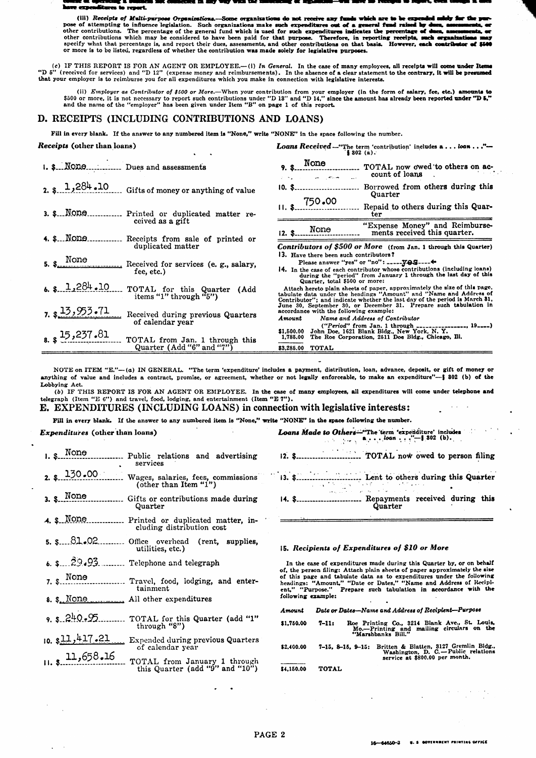course of operating a business not connected in any way with the influencing of legislation—will have no receipts to report, even though it does have expenditures to report.

(iii) *Receipts of Multi-purpose Organizations.*—Some organizations do not receive any funds which are to be expended solely for the purpose of attempting to influence legislation. Such organizations make such expenditures out of a general fund raised by dues, assessments, or other contributions. The percentage of the general fund which is used for such expenditures indicates the percentage of dues, assessments, or other contributions which may be considered to have been paid for that purpose. Therefore, in reporting receipts, such organizations may specify what that percentage is, and report their dues, assessments, and other contributions on that basis. However, each contributor of $500 or more is to be listed, regardless of whether the contribution was made solely for legislative purposes.

(c) IF THIS REPORT IS FOR AN AGENT OR EMPLOYEE.—(i) *In General.* In the case of many employees, all receipts will come under Items "D 5" (received for services) and "D 12" (expense money and reimbursements). In the absence of a clear statement to the contrary, it will be presumed that your employer is to reimburse you for all expenditures which you make in connection with legislative interests.

(ii) *Employer as Contributor of $500 or More.*—When your contribution from your employer (in the form of salary, fee, etc.) amounts to $500 or more, it is not necessary to report such contributions under "D 13" and "D 14," since the amount has already been reported under "D 5," and the name of the "employer" has been given under Item "B" on page 1 of this report.

## D. RECEIPTS (INCLUDING CONTRIBUTIONS AND LOANS)

Fill in every blank. If the answer to any numbered item is "None," write "NONE" in the space following the number.

*Receipts* (other than loans)

1. $ None Dues and assessments
2. $ 1,284.10 Gifts of money or anything of value
3. $ None Printed or duplicated matter received as a gift
4. $ None Receipts from sale of printed or duplicated matter
5. $ None Received for services (e. g., salary, fee, etc.)
6. $ 1,284.10 TOTAL for this Quarter (Add items "1" through "5")
7. $ 13,953.71 Received during previous Quarters of calendar year
8. $ 15,237.81 TOTAL from Jan. 1 through this Quarter (Add "6" and "7")

*Loans Received*—"The term 'contribution' includes a . . . loan . . ."—§ 302 (a).

9. $ None TOTAL now owed to others on account of loans
10. $ ______ Borrowed from others during this Quarter
11. $ 750.00 Repaid to others during this Quarter
12. $ None "Expense Money" and Reimbursements received this quarter.

*Contributors of $500 or More* (from Jan. 1 through this Quarter)

13. Have there been such contributors? Please answer "yes" or "no": yes
14. In the case of each contributor whose contributions (including loans) during the "period" from January 1 through the last day of this Quarter, total $500 or more:

Attach hereto plain sheets of paper, approximately the size of this page, tabulate data under the headings "Amount" and "Name and Address of Contributor"; and indicate whether the last day of the period is March 31, June 30, September 30, or December 31. Prepare such tabulation in accordance with the following example:

| *Amount* | *Name and Address of Contributor* ("Period" from Jan. 1 through ________, 19___) |
|---|---|
| $1,500.00 | John Doe, 1621 Blank Bldg., New York, N. Y. |
| 1,785.00 | The Roe Corporation, 2511 Doe Bldg., Chicago, Ill. |
| $3,285.00 | TOTAL |

NOTE on ITEM "E."—(a) IN GENERAL. "The term 'expenditure' includes a payment, distribution, loan, advance, deposit, or gift of money or anything of value and includes a contract, promise, or agreement, whether or not legally enforceable, to make an expenditure"—§ 302 (b) of the Lobbying Act.

(b) IF THIS REPORT IS FOR AN AGENT OR EMPLOYEE. In the case of many employees, all expenditures will come under telephone and telegraph (Item "E 6") and travel, food, lodging, and entertainment (Item "E 7").

## E. EXPENDITURES (INCLUDING LOANS) in connection with legislative interests:

Fill in every blank. If the answer to any numbered item is "None," write "NONE" in the space following the number.

*Expenditures* (other than loans)

1. $ None Public relations and advertising services
2. $ 130.00 Wages, salaries, fees, commissions (other than Item "1")
3. $ None Gifts or contributions made during Quarter
4. $ None Printed or duplicated matter, including distribution cost
5. $ 81.02 Office overhead (rent, supplies, utilities, etc.)
6. $ 29.93 Telephone and telegraph
7. $ None Travel, food, lodging, and entertainment
8. $ None All other expenditures
9. $ 240.95 TOTAL for this Quarter (add "1" through "8")
10. $ 11,417.21 Expended during previous Quarters of calendar year
11. $ 11,658.16 TOTAL from January 1 through this Quarter (add "9" and "10")

*Loans Made to Others*—"The term 'expenditure' includes a . . . loan . . ."—§ 302 (b).

12. $ ______ TOTAL now owed to person filing
13. $ ______ Lent to others during this Quarter
14. $ ______ Repayments received during this Quarter

15. *Recipients of Expenditures of $10 or More*

In the case of expenditures made during this Quarter by, or on behalf of, the person filing: Attach plain sheets of paper approximately the size of this page and tabulate data as to expenditures under the following headings: "Amount," "Date or Dates," "Name and Address of Recipient," "Purpose." Prepare such tabulation in accordance with the following example:

| *Amount* | *Date or Dates—Name and Address of Recipient—Purpose* |
|---|---|
| $1,750.00 | 7-11: Roe Printing Co., 3214 Blank Ave., St. Louis, Mo.—Printing and mailing circulars on the "Marshbanks Bill." |
| $2,400.00 | 7-15, 8-15, 9-15: Britten & Blatten, 3127 Gremlin Bldg., Washington, D. C.—Public relations service at $800.00 per month. |
| $4,150.00 | TOTAL |

16—64650-3 U. S. GOVERNMENT PRINTING OFFICE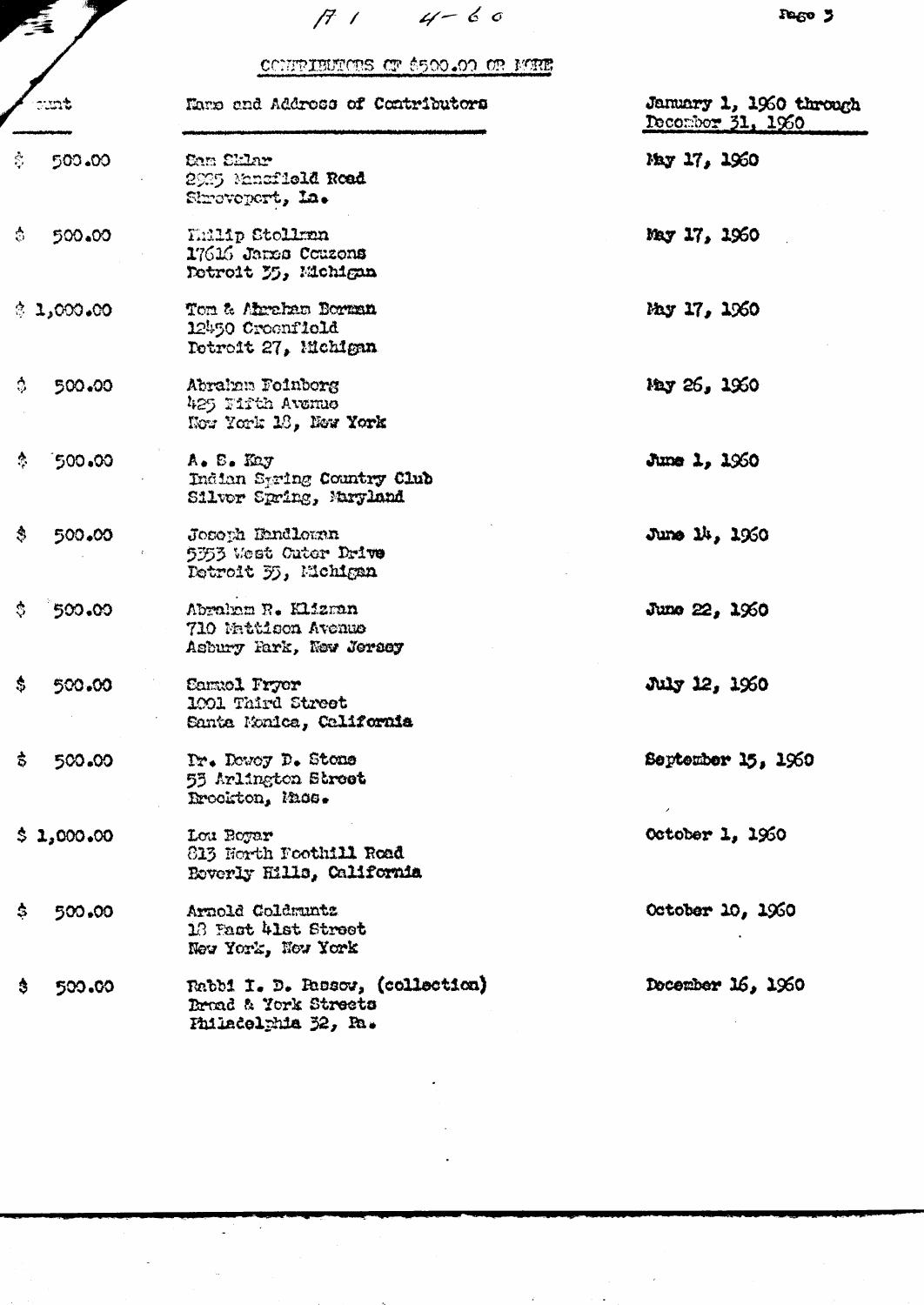F1 4-60

## CONTRIBUTORS OF $500.00 OR MORE

| Amount | Name and Address of Contributors | January 1, 1960 through December 31, 1960 |
|---|---|---|
| $ 500.00 | Sam Sklar<br>2925 Mansfield Road<br>Shreveport, La. | May 17, 1960 |
| $ 500.00 | Philip Stollman<br>17616 James Couzens<br>Detroit 35, Michigan | May 17, 1960 |
| $ 1,000.00 | Tom & Abraham Borman<br>12450 Greenfield<br>Detroit 27, Michigan | May 17, 1960 |
| $ 500.00 | Abraham Feinberg<br>425 Fifth Avenue<br>New York 18, New York | May 26, 1960 |
| $ 500.00 | A. S. Kay<br>Indian Spring Country Club<br>Silver Spring, Maryland | June 1, 1960 |
| $ 500.00 | Joseph Handleman<br>5353 West Outer Drive<br>Detroit 35, Michigan | June 14, 1960 |
| $ 500.00 | Abraham R. Klizman<br>710 Mattison Avenue<br>Asbury Park, New Jersey | June 22, 1960 |
| $ 500.00 | Samuel Fryer<br>1001 Third Street<br>Santa Monica, California | July 12, 1960 |
| $ 500.00 | Dr. Dewey D. Stone<br>53 Arlington Street<br>Brockton, Mass. | September 15, 1960 |
| $ 1,000.00 | Lou Boyar<br>813 North Foothill Road<br>Beverly Hills, California | October 1, 1960 |
| $ 500.00 | Arnold Goldmuntz<br>18 East 41st Street<br>New York, New York | October 10, 1960 |
| $ 500.00 | Rabbi I. D. Passow, (collection)<br>Broad & York Streets<br>Philadelphia 32, Pa. | December 16, 1960 |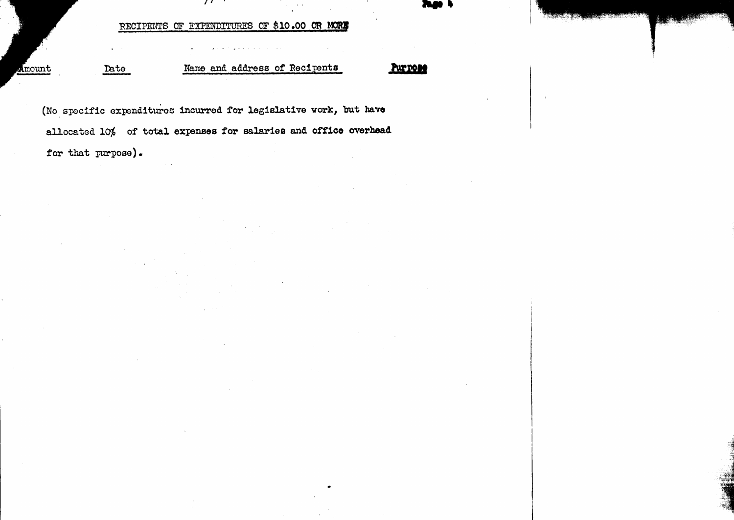## RECIPENTS OF EXPENDITURES OF $10.00 OR MORE

| Amount | Date | Name and address of Recipents | Purpose |
| --- | --- | --- | --- |

(No specific expenditures incurred for legislative work, but have allocated 10% of total expenses for salaries and office overhead for that purpose).